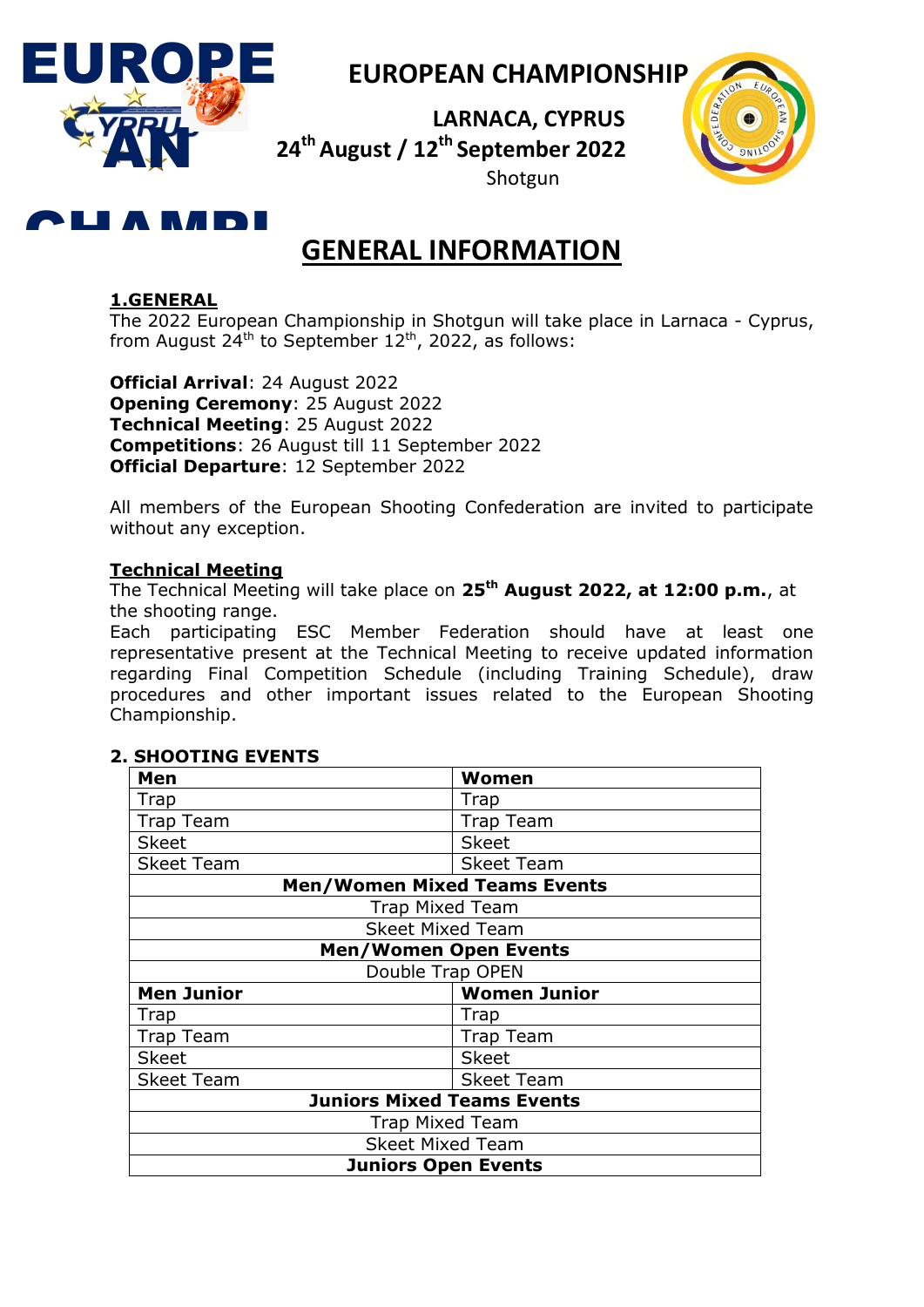# EUROPEAN CHAMPIONSHIP

**LARNACA, CYPRUS**
**24th August / 12th September 2022**
Shotgun

## GENERAL INFORMATION

### 1.GENERAL

The 2022 European Championship in Shotgun will take place in Larnaca - Cyprus, from August 24th to September 12th, 2022, as follows:

**Official Arrival**: 24 August 2022
**Opening Ceremony**: 25 August 2022
**Technical Meeting**: 25 August 2022
**Competitions**: 26 August till 11 September 2022
**Official Departure**: 12 September 2022

All members of the European Shooting Confederation are invited to participate without any exception.

### Technical Meeting

The Technical Meeting will take place on **25th August 2022, at 12:00 p.m.**, at the shooting range.
Each participating ESC Member Federation should have at least one representative present at the Technical Meeting to receive updated information regarding Final Competition Schedule (including Training Schedule), draw procedures and other important issues related to the European Shooting Championship.

### 2. SHOOTING EVENTS

| **Men** | **Women** |
|---|---|
| Trap | Trap |
| Trap Team | Trap Team |
| Skeet | Skeet |
| Skeet Team | Skeet Team |
| **Men/Women Mixed Teams Events** | |
| Trap Mixed Team | |
| Skeet Mixed Team | |
| **Men/Women Open Events** | |
| Double Trap OPEN | |
| **Men Junior** | **Women Junior** |
| Trap | Trap |
| Trap Team | Trap Team |
| Skeet | Skeet |
| Skeet Team | Skeet Team |
| **Juniors Mixed Teams Events** | |
| Trap Mixed Team | |
| Skeet Mixed Team | |
| **Juniors Open Events** | |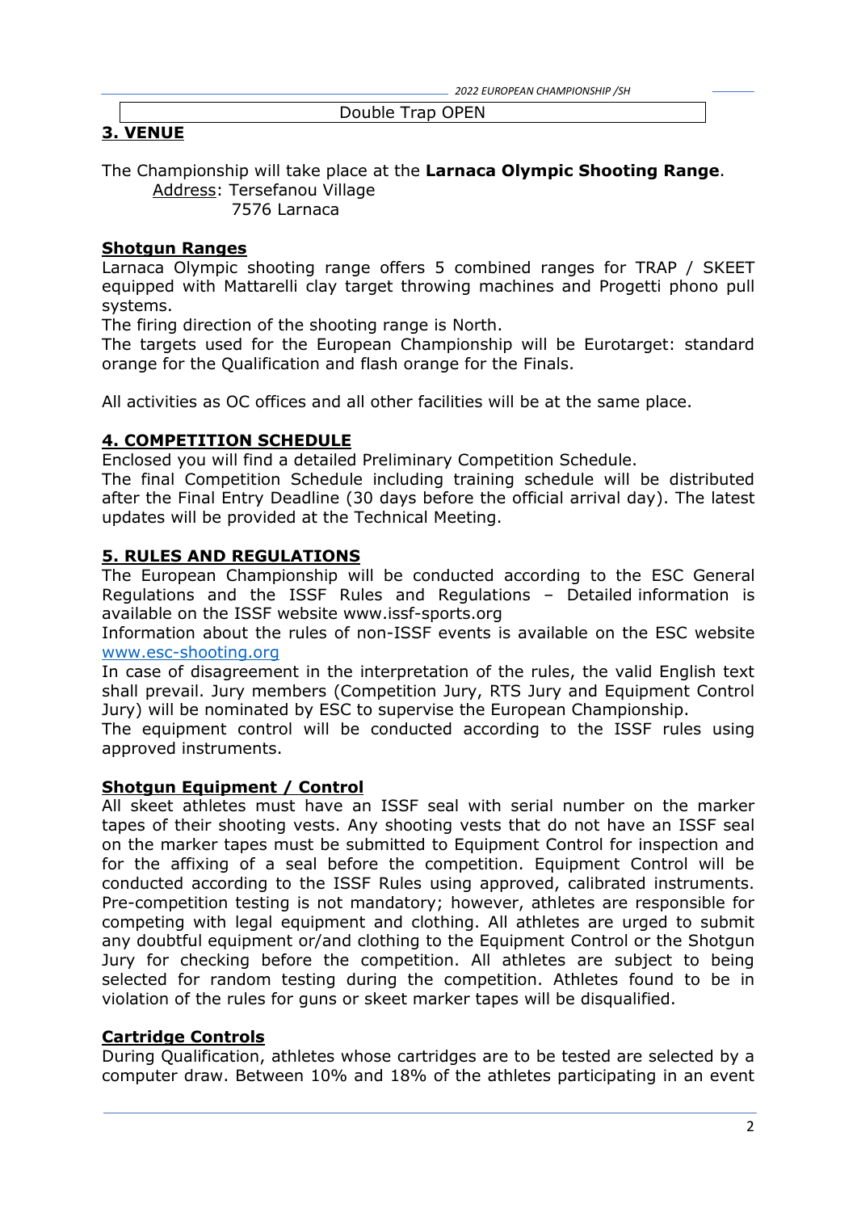Double Trap OPEN

## 3. VENUE

The Championship will take place at the **Larnaca Olympic Shooting Range**.
Address: Tersefanou Village
7576 Larnaca

### Shotgun Ranges

Larnaca Olympic shooting range offers 5 combined ranges for TRAP / SKEET equipped with Mattarelli clay target throwing machines and Progetti phono pull systems.
The firing direction of the shooting range is North.
The targets used for the European Championship will be Eurotarget: standard orange for the Qualification and flash orange for the Finals.

All activities as OC offices and all other facilities will be at the same place.

## 4. COMPETITION SCHEDULE

Enclosed you will find a detailed Preliminary Competition Schedule.
The final Competition Schedule including training schedule will be distributed after the Final Entry Deadline (30 days before the official arrival day). The latest updates will be provided at the Technical Meeting.

## 5. RULES AND REGULATIONS

The European Championship will be conducted according to the ESC General Regulations and the ISSF Rules and Regulations – Detailed information is available on the ISSF website www.issf-sports.org
Information about the rules of non-ISSF events is available on the ESC website www.esc-shooting.org
In case of disagreement in the interpretation of the rules, the valid English text shall prevail. Jury members (Competition Jury, RTS Jury and Equipment Control Jury) will be nominated by ESC to supervise the European Championship.
The equipment control will be conducted according to the ISSF rules using approved instruments.

### Shotgun Equipment / Control

All skeet athletes must have an ISSF seal with serial number on the marker tapes of their shooting vests. Any shooting vests that do not have an ISSF seal on the marker tapes must be submitted to Equipment Control for inspection and for the affixing of a seal before the competition. Equipment Control will be conducted according to the ISSF Rules using approved, calibrated instruments. Pre-competition testing is not mandatory; however, athletes are responsible for competing with legal equipment and clothing. All athletes are urged to submit any doubtful equipment or/and clothing to the Equipment Control or the Shotgun Jury for checking before the competition. All athletes are subject to being selected for random testing during the competition. Athletes found to be in violation of the rules for guns or skeet marker tapes will be disqualified.

### Cartridge Controls

During Qualification, athletes whose cartridges are to be tested are selected by a computer draw. Between 10% and 18% of the athletes participating in an event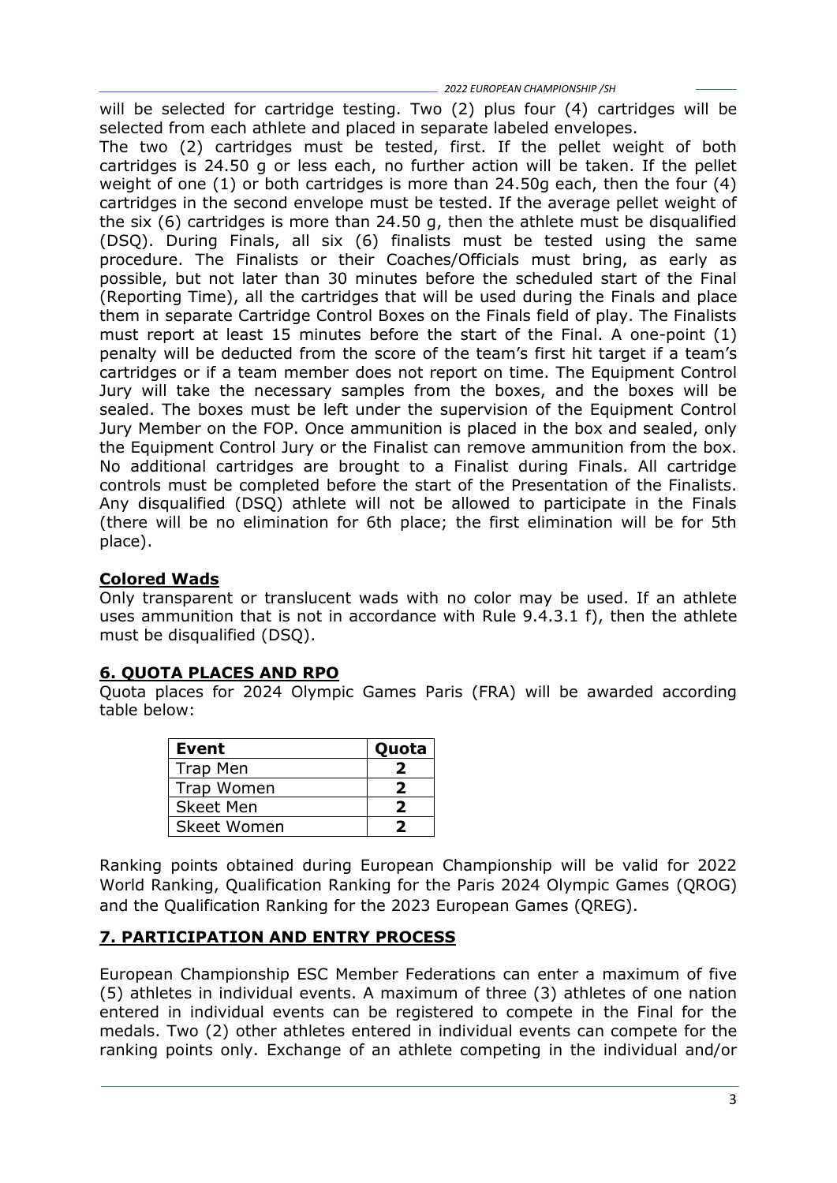will be selected for cartridge testing. Two (2) plus four (4) cartridges will be selected from each athlete and placed in separate labeled envelopes.

The two (2) cartridges must be tested, first. If the pellet weight of both cartridges is 24.50 g or less each, no further action will be taken. If the pellet weight of one (1) or both cartridges is more than 24.50g each, then the four (4) cartridges in the second envelope must be tested. If the average pellet weight of the six (6) cartridges is more than 24.50 g, then the athlete must be disqualified (DSQ). During Finals, all six (6) finalists must be tested using the same procedure. The Finalists or their Coaches/Officials must bring, as early as possible, but not later than 30 minutes before the scheduled start of the Final (Reporting Time), all the cartridges that will be used during the Finals and place them in separate Cartridge Control Boxes on the Finals field of play. The Finalists must report at least 15 minutes before the start of the Final. A one-point (1) penalty will be deducted from the score of the team's first hit target if a team's cartridges or if a team member does not report on time. The Equipment Control Jury will take the necessary samples from the boxes, and the boxes will be sealed. The boxes must be left under the supervision of the Equipment Control Jury Member on the FOP. Once ammunition is placed in the box and sealed, only the Equipment Control Jury or the Finalist can remove ammunition from the box. No additional cartridges are brought to a Finalist during Finals. All cartridge controls must be completed before the start of the Presentation of the Finalists. Any disqualified (DSQ) athlete will not be allowed to participate in the Finals (there will be no elimination for 6th place; the first elimination will be for 5th place).

## Colored Wads

Only transparent or translucent wads with no color may be used. If an athlete uses ammunition that is not in accordance with Rule 9.4.3.1 f), then the athlete must be disqualified (DSQ).

## 6. QUOTA PLACES AND RPO

Quota places for 2024 Olympic Games Paris (FRA) will be awarded according table below:

| Event | Quota |
|---|---|
| Trap Men | 2 |
| Trap Women | 2 |
| Skeet Men | 2 |
| Skeet Women | 2 |

Ranking points obtained during European Championship will be valid for 2022 World Ranking, Qualification Ranking for the Paris 2024 Olympic Games (QROG) and the Qualification Ranking for the 2023 European Games (QREG).

## 7. PARTICIPATION AND ENTRY PROCESS

European Championship ESC Member Federations can enter a maximum of five (5) athletes in individual events. A maximum of three (3) athletes of one nation entered in individual events can be registered to compete in the Final for the medals. Two (2) other athletes entered in individual events can compete for the ranking points only. Exchange of an athlete competing in the individual and/or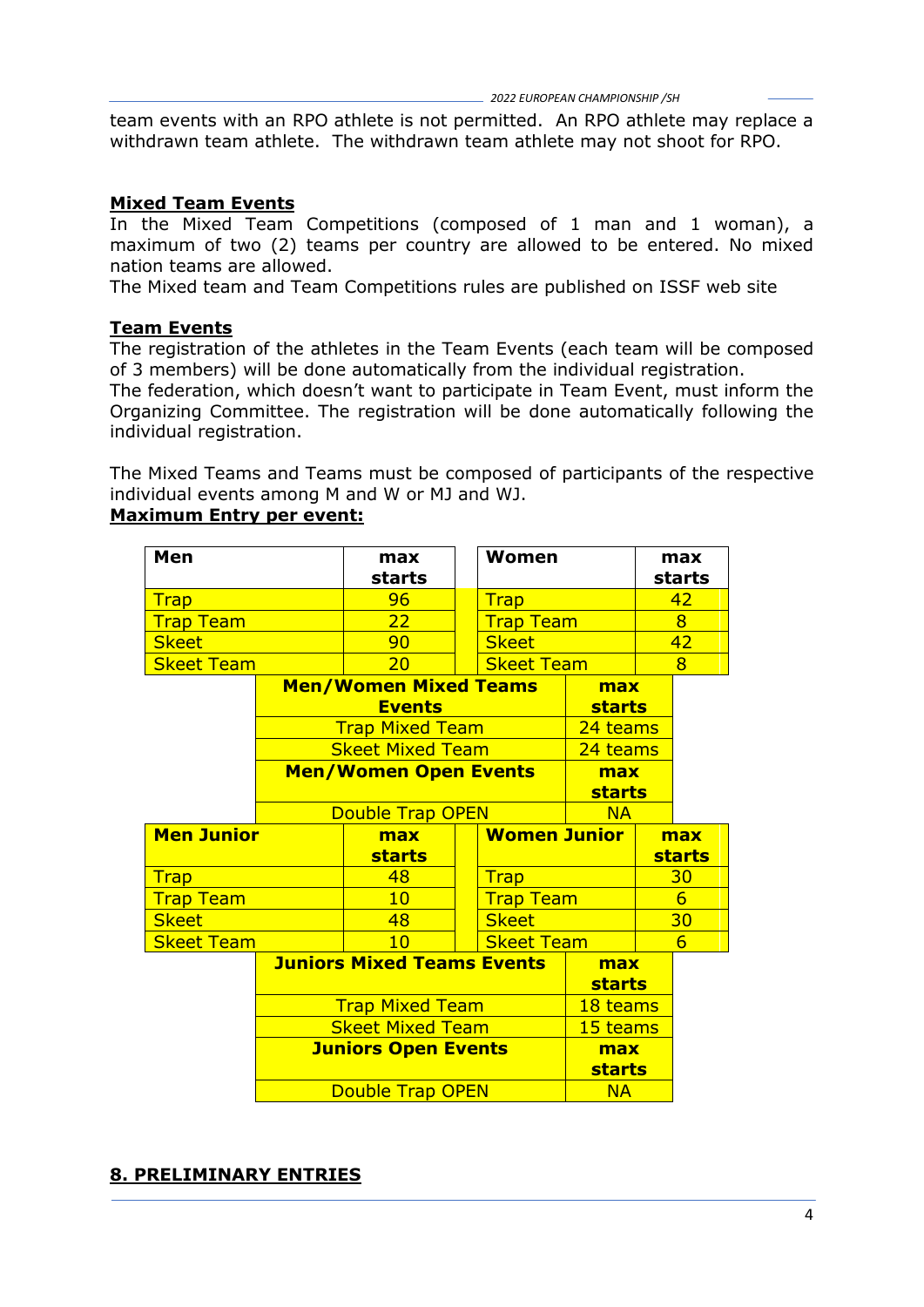team events with an RPO athlete is not permitted. An RPO athlete may replace a withdrawn team athlete. The withdrawn team athlete may not shoot for RPO.

**Mixed Team Events**

In the Mixed Team Competitions (composed of 1 man and 1 woman), a maximum of two (2) teams per country are allowed to be entered. No mixed nation teams are allowed.
The Mixed team and Team Competitions rules are published on ISSF web site

**Team Events**

The registration of the athletes in the Team Events (each team will be composed of 3 members) will be done automatically from the individual registration.
The federation, which doesn't want to participate in Team Event, must inform the Organizing Committee. The registration will be done automatically following the individual registration.

The Mixed Teams and Teams must be composed of participants of the respective individual events among M and W or MJ and WJ.

**Maximum Entry per event:**

| Men | max starts | Women | max starts |
|---|---|---|---|
| Trap | 96 | Trap | 42 |
| Trap Team | 22 | Trap Team | 8 |
| Skeet | 90 | Skeet | 42 |
| Skeet Team | 20 | Skeet Team | 8 |

| Men/Women Mixed Teams Events | max starts |
|---|---|
| Trap Mixed Team | 24 teams |
| Skeet Mixed Team | 24 teams |
| **Men/Women Open Events** | **max starts** |
| Double Trap OPEN | NA |

| Men Junior | max starts | Women Junior | max starts |
|---|---|---|---|
| Trap | 48 | Trap | 30 |
| Trap Team | 10 | Trap Team | 6 |
| Skeet | 48 | Skeet | 30 |
| Skeet Team | 10 | Skeet Team | 6 |

| Juniors Mixed Teams Events | max starts |
|---|---|
| Trap Mixed Team | 18 teams |
| Skeet Mixed Team | 15 teams |
| **Juniors Open Events** | **max starts** |
| Double Trap OPEN | NA |

## 8. PRELIMINARY ENTRIES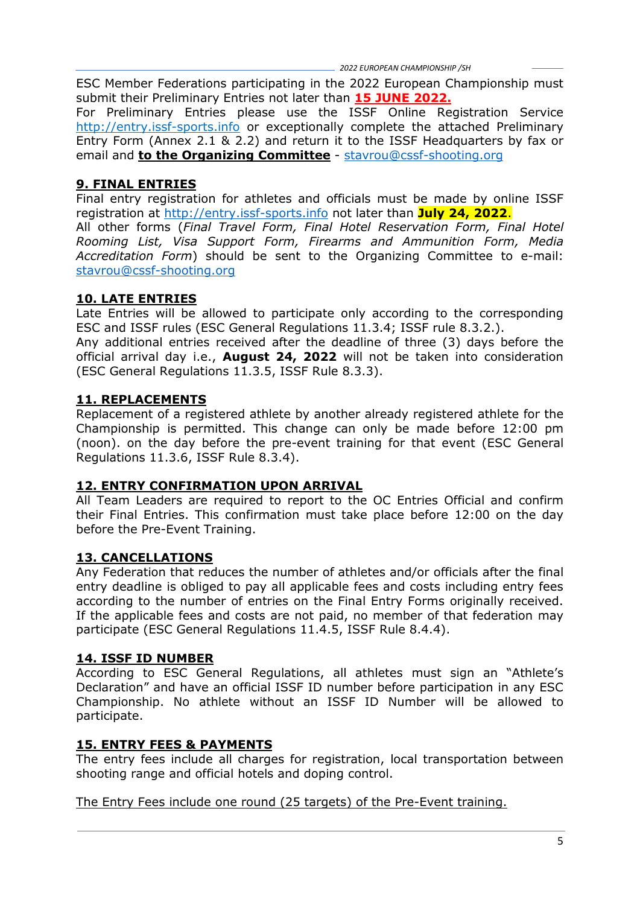ESC Member Federations participating in the 2022 European Championship must submit their Preliminary Entries not later than **15 JUNE 2022.**

For Preliminary Entries please use the ISSF Online Registration Service http://entry.issf-sports.info or exceptionally complete the attached Preliminary Entry Form (Annex 2.1 & 2.2) and return it to the ISSF Headquarters by fax or email and **to the Organizing Committee** - stavrou@cssf-shooting.org

## 9. FINAL ENTRIES

Final entry registration for athletes and officials must be made by online ISSF registration at http://entry.issf-sports.info not later than **July 24, 2022**.

All other forms (*Final Travel Form, Final Hotel Reservation Form, Final Hotel Rooming List, Visa Support Form, Firearms and Ammunition Form, Media Accreditation Form*) should be sent to the Organizing Committee to e-mail: stavrou@cssf-shooting.org

## 10. LATE ENTRIES

Late Entries will be allowed to participate only according to the corresponding ESC and ISSF rules (ESC General Regulations 11.3.4; ISSF rule 8.3.2.).

Any additional entries received after the deadline of three (3) days before the official arrival day i.e., **August 24, 2022** will not be taken into consideration (ESC General Regulations 11.3.5, ISSF Rule 8.3.3).

## 11. REPLACEMENTS

Replacement of a registered athlete by another already registered athlete for the Championship is permitted. This change can only be made before 12:00 pm (noon). on the day before the pre-event training for that event (ESC General Regulations 11.3.6, ISSF Rule 8.3.4).

## 12. ENTRY CONFIRMATION UPON ARRIVAL

All Team Leaders are required to report to the OC Entries Official and confirm their Final Entries. This confirmation must take place before 12:00 on the day before the Pre-Event Training.

## 13. CANCELLATIONS

Any Federation that reduces the number of athletes and/or officials after the final entry deadline is obliged to pay all applicable fees and costs including entry fees according to the number of entries on the Final Entry Forms originally received. If the applicable fees and costs are not paid, no member of that federation may participate (ESC General Regulations 11.4.5, ISSF Rule 8.4.4).

## 14. ISSF ID NUMBER

According to ESC General Regulations, all athletes must sign an "Athlete's Declaration" and have an official ISSF ID number before participation in any ESC Championship. No athlete without an ISSF ID Number will be allowed to participate.

## 15. ENTRY FEES & PAYMENTS

The entry fees include all charges for registration, local transportation between shooting range and official hotels and doping control.

The Entry Fees include one round (25 targets) of the Pre-Event training.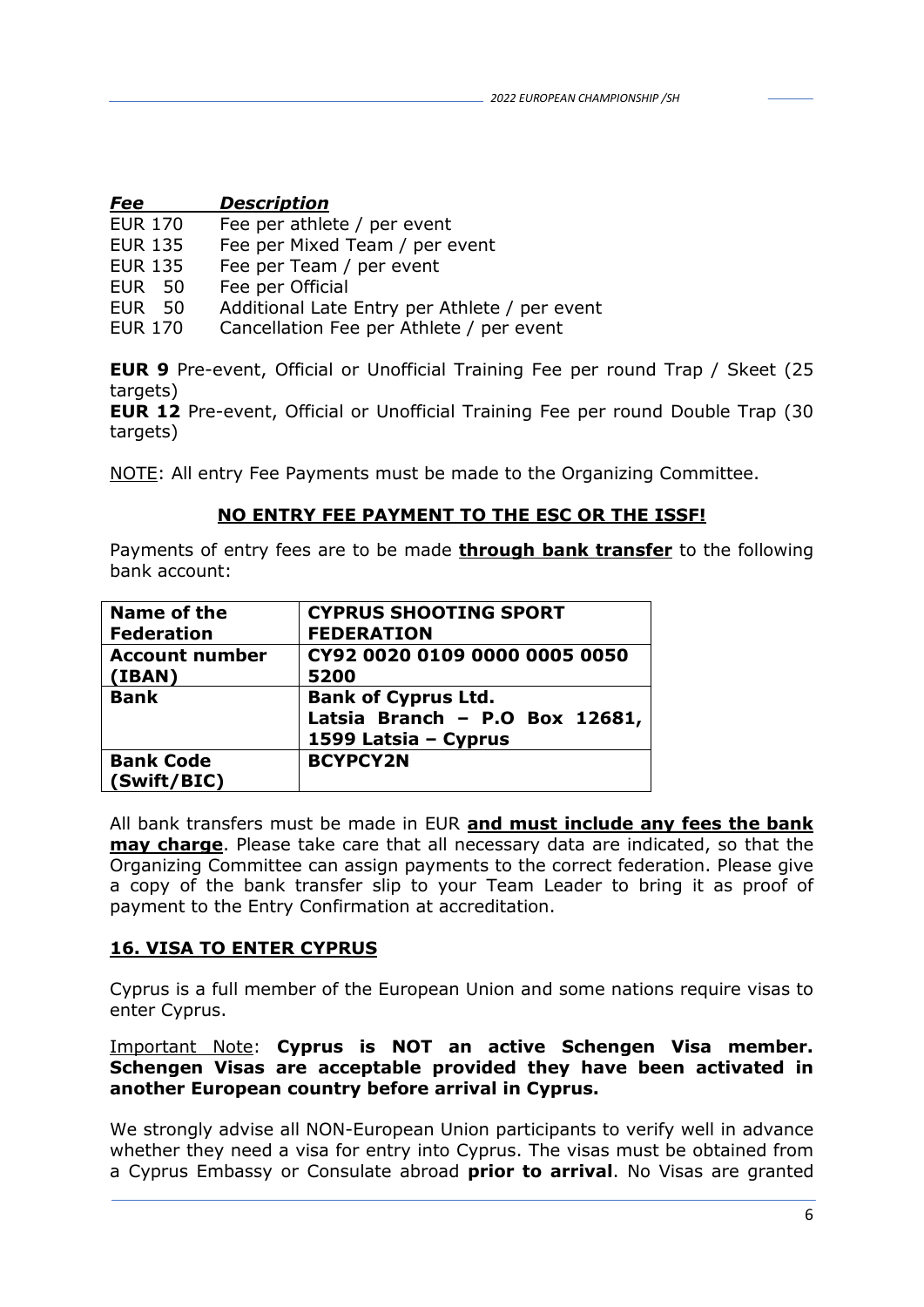| *Fee* | *Description* |
|---|---|
| EUR 170 | Fee per athlete / per event |
| EUR 135 | Fee per Mixed Team / per event |
| EUR 135 | Fee per Team / per event |
| EUR 50 | Fee per Official |
| EUR 50 | Additional Late Entry per Athlete / per event |
| EUR 170 | Cancellation Fee per Athlete / per event |

**EUR 9** Pre-event, Official or Unofficial Training Fee per round Trap / Skeet (25 targets)
**EUR 12** Pre-event, Official or Unofficial Training Fee per round Double Trap (30 targets)

NOTE: All entry Fee Payments must be made to the Organizing Committee.

**NO ENTRY FEE PAYMENT TO THE ESC OR THE ISSF!**

Payments of entry fees are to be made **through bank transfer** to the following bank account:

| **Name of the Federation** | **CYPRUS SHOOTING SPORT FEDERATION** |
|---|---|
| **Account number (IBAN)** | **CY92 0020 0109 0000 0005 0050 5200** |
| **Bank** | **Bank of Cyprus Ltd. Latsia Branch – P.O Box 12681, 1599 Latsia – Cyprus** |
| **Bank Code (Swift/BIC)** | **BCYPCY2N** |

All bank transfers must be made in EUR **and must include any fees the bank may charge**. Please take care that all necessary data are indicated, so that the Organizing Committee can assign payments to the correct federation. Please give a copy of the bank transfer slip to your Team Leader to bring it as proof of payment to the Entry Confirmation at accreditation.

## 16. VISA TO ENTER CYPRUS

Cyprus is a full member of the European Union and some nations require visas to enter Cyprus.

Important Note: **Cyprus is NOT an active Schengen Visa member. Schengen Visas are acceptable provided they have been activated in another European country before arrival in Cyprus.**

We strongly advise all NON-European Union participants to verify well in advance whether they need a visa for entry into Cyprus. The visas must be obtained from a Cyprus Embassy or Consulate abroad **prior to arrival**. No Visas are granted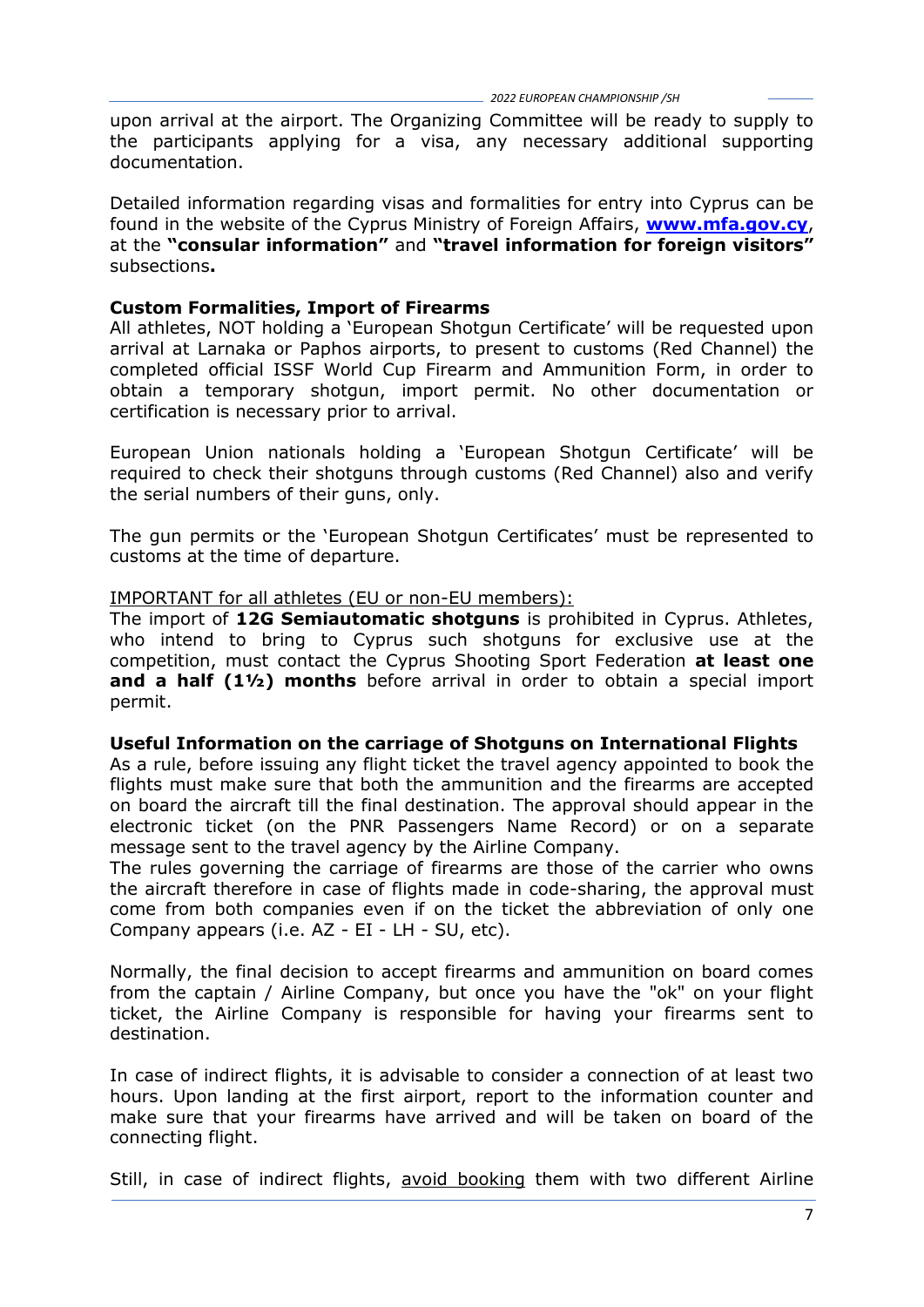upon arrival at the airport. The Organizing Committee will be ready to supply to the participants applying for a visa, any necessary additional supporting documentation.

Detailed information regarding visas and formalities for entry into Cyprus can be found in the website of the Cyprus Ministry of Foreign Affairs, **www.mfa.gov.cy**, at the **"consular information"** and **"travel information for foreign visitors"** subsections**.**

**Custom Formalities, Import of Firearms**

All athletes, NOT holding a 'European Shotgun Certificate' will be requested upon arrival at Larnaka or Paphos airports, to present to customs (Red Channel) the completed official ISSF World Cup Firearm and Ammunition Form, in order to obtain a temporary shotgun, import permit. No other documentation or certification is necessary prior to arrival.

European Union nationals holding a 'European Shotgun Certificate' will be required to check their shotguns through customs (Red Channel) also and verify the serial numbers of their guns, only.

The gun permits or the 'European Shotgun Certificates' must be represented to customs at the time of departure.

IMPORTANT for all athletes (EU or non-EU members):

The import of **12G Semiautomatic shotguns** is prohibited in Cyprus. Athletes, who intend to bring to Cyprus such shotguns for exclusive use at the competition, must contact the Cyprus Shooting Sport Federation **at least one and a half (1½) months** before arrival in order to obtain a special import permit.

**Useful Information on the carriage of Shotguns on International Flights**

As a rule, before issuing any flight ticket the travel agency appointed to book the flights must make sure that both the ammunition and the firearms are accepted on board the aircraft till the final destination. The approval should appear in the electronic ticket (on the PNR Passengers Name Record) or on a separate message sent to the travel agency by the Airline Company.

The rules governing the carriage of firearms are those of the carrier who owns the aircraft therefore in case of flights made in code-sharing, the approval must come from both companies even if on the ticket the abbreviation of only one Company appears (i.e. AZ - EI - LH - SU, etc).

Normally, the final decision to accept firearms and ammunition on board comes from the captain / Airline Company, but once you have the "ok" on your flight ticket, the Airline Company is responsible for having your firearms sent to destination.

In case of indirect flights, it is advisable to consider a connection of at least two hours. Upon landing at the first airport, report to the information counter and make sure that your firearms have arrived and will be taken on board of the connecting flight.

Still, in case of indirect flights, avoid booking them with two different Airline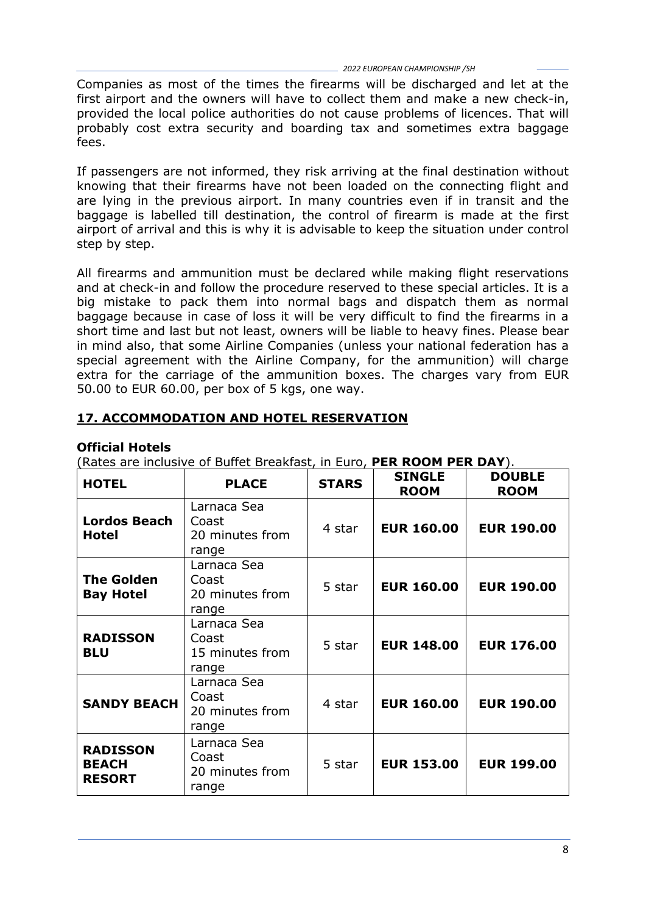Companies as most of the times the firearms will be discharged and let at the first airport and the owners will have to collect them and make a new check-in, provided the local police authorities do not cause problems of licences. That will probably cost extra security and boarding tax and sometimes extra baggage fees.

If passengers are not informed, they risk arriving at the final destination without knowing that their firearms have not been loaded on the connecting flight and are lying in the previous airport. In many countries even if in transit and the baggage is labelled till destination, the control of firearm is made at the first airport of arrival and this is why it is advisable to keep the situation under control step by step.

All firearms and ammunition must be declared while making flight reservations and at check-in and follow the procedure reserved to these special articles. It is a big mistake to pack them into normal bags and dispatch them as normal baggage because in case of loss it will be very difficult to find the firearms in a short time and last but not least, owners will be liable to heavy fines. Please bear in mind also, that some Airline Companies (unless your national federation has a special agreement with the Airline Company, for the ammunition) will charge extra for the carriage of the ammunition boxes. The charges vary from EUR 50.00 to EUR 60.00, per box of 5 kgs, one way.

## 17. ACCOMMODATION AND HOTEL RESERVATION

**Official Hotels**

(Rates are inclusive of Buffet Breakfast, in Euro, **PER ROOM PER DAY**).

| HOTEL | PLACE | STARS | SINGLE ROOM | DOUBLE ROOM |
|---|---|---|---|---|
| **Lordos Beach Hotel** | Larnaca Sea Coast 20 minutes from range | 4 star | **EUR 160.00** | **EUR 190.00** |
| **The Golden Bay Hotel** | Larnaca Sea Coast 20 minutes from range | 5 star | **EUR 160.00** | **EUR 190.00** |
| **RADISSON BLU** | Larnaca Sea Coast 15 minutes from range | 5 star | **EUR 148.00** | **EUR 176.00** |
| **SANDY BEACH** | Larnaca Sea Coast 20 minutes from range | 4 star | **EUR 160.00** | **EUR 190.00** |
| **RADISSON BEACH RESORT** | Larnaca Sea Coast 20 minutes from range | 5 star | **EUR 153.00** | **EUR 199.00** |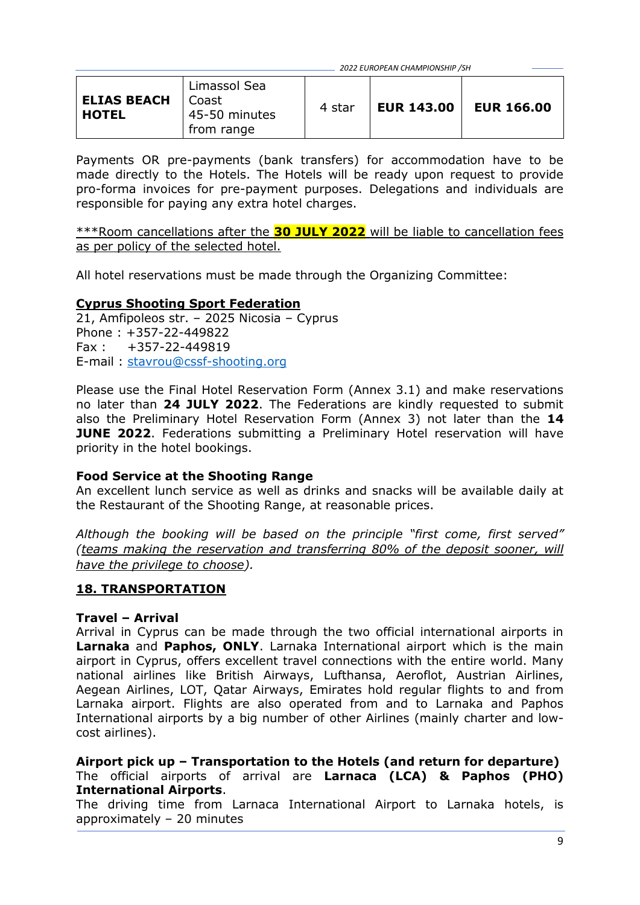| ELIAS BEACH HOTEL | Limassol Sea Coast 45-50 minutes from range | 4 star | EUR 143.00 | EUR 166.00 |
|---|---|---|---|---|

Payments OR pre-payments (bank transfers) for accommodation have to be made directly to the Hotels. The Hotels will be ready upon request to provide pro-forma invoices for pre-payment purposes. Delegations and individuals are responsible for paying any extra hotel charges.

***Room cancellations after the **30 JULY 2022** will be liable to cancellation fees as per policy of the selected hotel.

All hotel reservations must be made through the Organizing Committee:

**Cyprus Shooting Sport Federation**
21, Amfipoleos str. – 2025 Nicosia – Cyprus
Phone : +357-22-449822
Fax : +357-22-449819
E-mail : stavrou@cssf-shooting.org

Please use the Final Hotel Reservation Form (Annex 3.1) and make reservations no later than **24 JULY 2022**. The Federations are kindly requested to submit also the Preliminary Hotel Reservation Form (Annex 3) not later than the **14 JUNE 2022**. Federations submitting a Preliminary Hotel reservation will have priority in the hotel bookings.

**Food Service at the Shooting Range**
An excellent lunch service as well as drinks and snacks will be available daily at the Restaurant of the Shooting Range, at reasonable prices.

*Although the booking will be based on the principle "first come, first served" (teams making the reservation and transferring 80% of the deposit sooner, will have the privilege to choose).*

## 18. TRANSPORTATION

**Travel – Arrival**
Arrival in Cyprus can be made through the two official international airports in **Larnaka** and **Paphos, ONLY**. Larnaka International airport which is the main airport in Cyprus, offers excellent travel connections with the entire world. Many national airlines like British Airways, Lufthansa, Aeroflot, Austrian Airlines, Aegean Airlines, LOT, Qatar Airways, Emirates hold regular flights to and from Larnaka airport. Flights are also operated from and to Larnaka and Paphos International airports by a big number of other Airlines (mainly charter and low-cost airlines).

**Airport pick up – Transportation to the Hotels (and return for departure)**
The official airports of arrival are **Larnaca (LCA) & Paphos (PHO) International Airports**.
The driving time from Larnaca International Airport to Larnaka hotels, is approximately – 20 minutes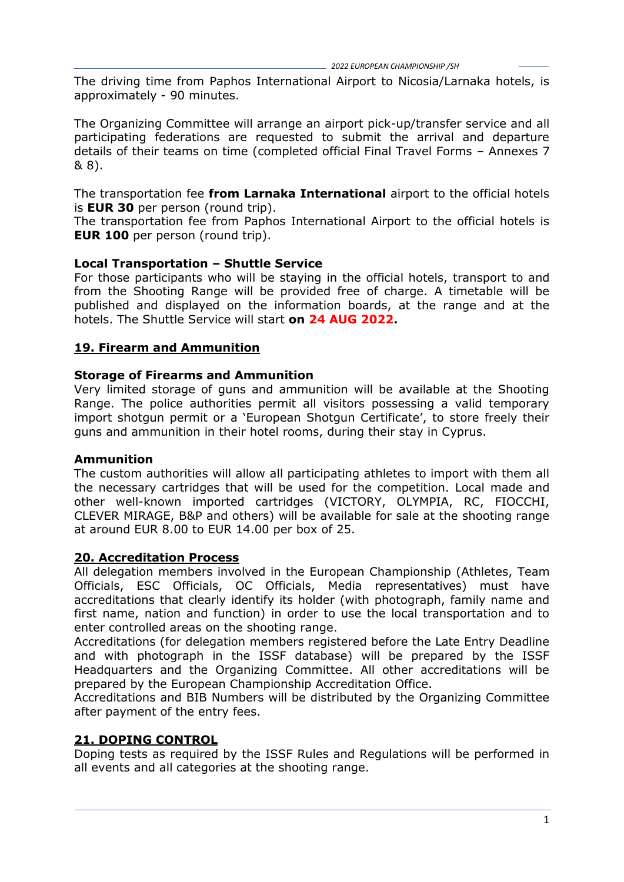The driving time from Paphos International Airport to Nicosia/Larnaka hotels, is approximately - 90 minutes.

The Organizing Committee will arrange an airport pick-up/transfer service and all participating federations are requested to submit the arrival and departure details of their teams on time (completed official Final Travel Forms – Annexes 7 & 8).

The transportation fee **from Larnaka International** airport to the official hotels is **EUR 30** per person (round trip).
The transportation fee from Paphos International Airport to the official hotels is **EUR 100** per person (round trip).

**Local Transportation – Shuttle Service**
For those participants who will be staying in the official hotels, transport to and from the Shooting Range will be provided free of charge. A timetable will be published and displayed on the information boards, at the range and at the hotels. The Shuttle Service will start **on 24 AUG 2022.**

## 19. Firearm and Ammunition

**Storage of Firearms and Ammunition**
Very limited storage of guns and ammunition will be available at the Shooting Range. The police authorities permit all visitors possessing a valid temporary import shotgun permit or a 'European Shotgun Certificate', to store freely their guns and ammunition in their hotel rooms, during their stay in Cyprus.

**Ammunition**
The custom authorities will allow all participating athletes to import with them all the necessary cartridges that will be used for the competition. Local made and other well-known imported cartridges (VICTORY, OLYMPIA, RC, FIOCCHI, CLEVER MIRAGE, B&P and others) will be available for sale at the shooting range at around EUR 8.00 to EUR 14.00 per box of 25.

## 20. Accreditation Process

All delegation members involved in the European Championship (Athletes, Team Officials, ESC Officials, OC Officials, Media representatives) must have accreditations that clearly identify its holder (with photograph, family name and first name, nation and function) in order to use the local transportation and to enter controlled areas on the shooting range.
Accreditations (for delegation members registered before the Late Entry Deadline and with photograph in the ISSF database) will be prepared by the ISSF Headquarters and the Organizing Committee. All other accreditations will be prepared by the European Championship Accreditation Office.
Accreditations and BIB Numbers will be distributed by the Organizing Committee after payment of the entry fees.

## 21. DOPING CONTROL

Doping tests as required by the ISSF Rules and Regulations will be performed in all events and all categories at the shooting range.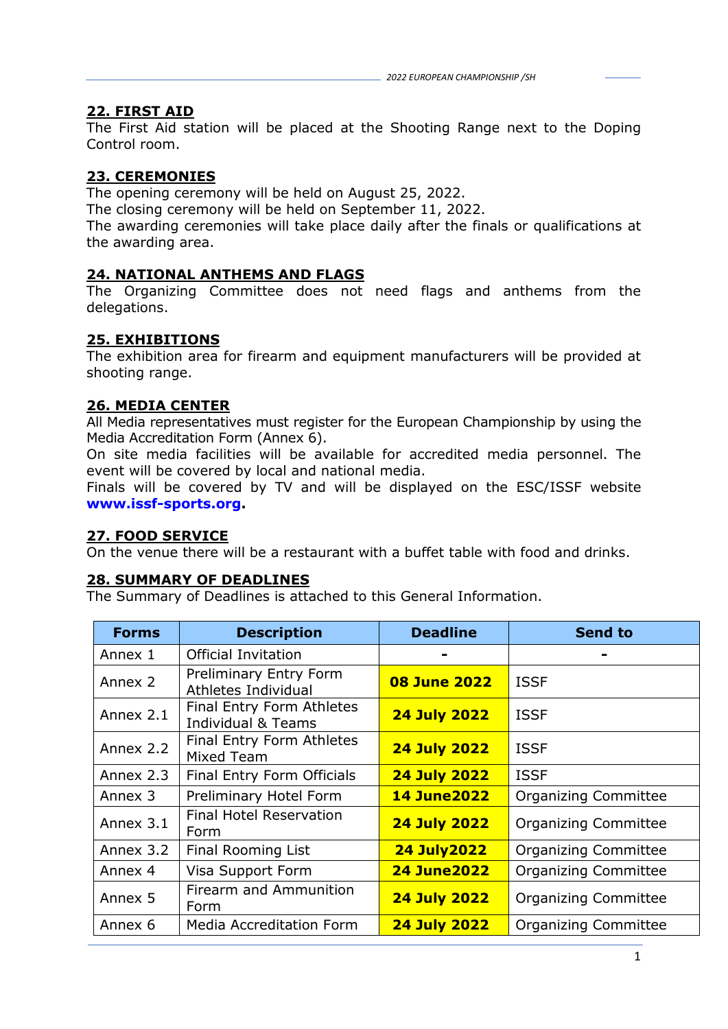## 22. FIRST AID

The First Aid station will be placed at the Shooting Range next to the Doping Control room.

## 23. CEREMONIES

The opening ceremony will be held on August 25, 2022.
The closing ceremony will be held on September 11, 2022.
The awarding ceremonies will take place daily after the finals or qualifications at the awarding area.

## 24. NATIONAL ANTHEMS AND FLAGS

The Organizing Committee does not need flags and anthems from the delegations.

## 25. EXHIBITIONS

The exhibition area for firearm and equipment manufacturers will be provided at shooting range.

## 26. MEDIA CENTER

All Media representatives must register for the European Championship by using the Media Accreditation Form (Annex 6).
On site media facilities will be available for accredited media personnel. The event will be covered by local and national media.
Finals will be covered by TV and will be displayed on the ESC/ISSF website **www.issf-sports.org**.

## 27. FOOD SERVICE

On the venue there will be a restaurant with a buffet table with food and drinks.

## 28. SUMMARY OF DEADLINES

The Summary of Deadlines is attached to this General Information.

| Forms | Description | Deadline | Send to |
|---|---|---|---|
| Annex 1 | Official Invitation | - | - |
| Annex 2 | Preliminary Entry Form Athletes Individual | **08 June 2022** | ISSF |
| Annex 2.1 | Final Entry Form Athletes Individual & Teams | **24 July 2022** | ISSF |
| Annex 2.2 | Final Entry Form Athletes Mixed Team | **24 July 2022** | ISSF |
| Annex 2.3 | Final Entry Form Officials | **24 July 2022** | ISSF |
| Annex 3 | Preliminary Hotel Form | **14 June2022** | Organizing Committee |
| Annex 3.1 | Final Hotel Reservation Form | **24 July 2022** | Organizing Committee |
| Annex 3.2 | Final Rooming List | **24 July2022** | Organizing Committee |
| Annex 4 | Visa Support Form | **24 June2022** | Organizing Committee |
| Annex 5 | Firearm and Ammunition Form | **24 July 2022** | Organizing Committee |
| Annex 6 | Media Accreditation Form | **24 July 2022** | Organizing Committee |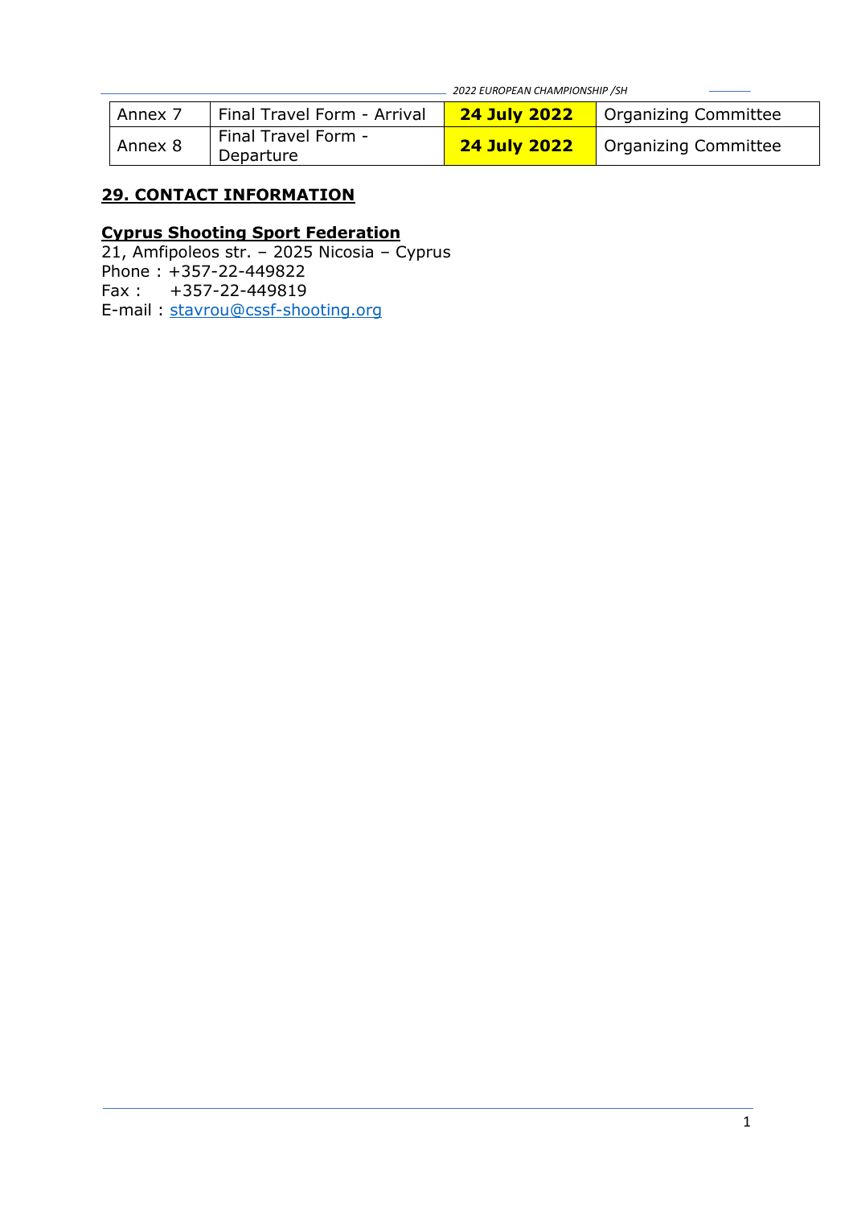| | | | |
|---|---|---|---|
| Annex 7 | Final Travel Form - Arrival | **24 July 2022** | Organizing Committee |
| Annex 8 | Final Travel Form - Departure | **24 July 2022** | Organizing Committee |

## 29. CONTACT INFORMATION

**Cyprus Shooting Sport Federation**
21, Amfipoleos str. – 2025 Nicosia – Cyprus
Phone : +357-22-449822
Fax : +357-22-449819
E-mail : stavrou@cssf-shooting.org